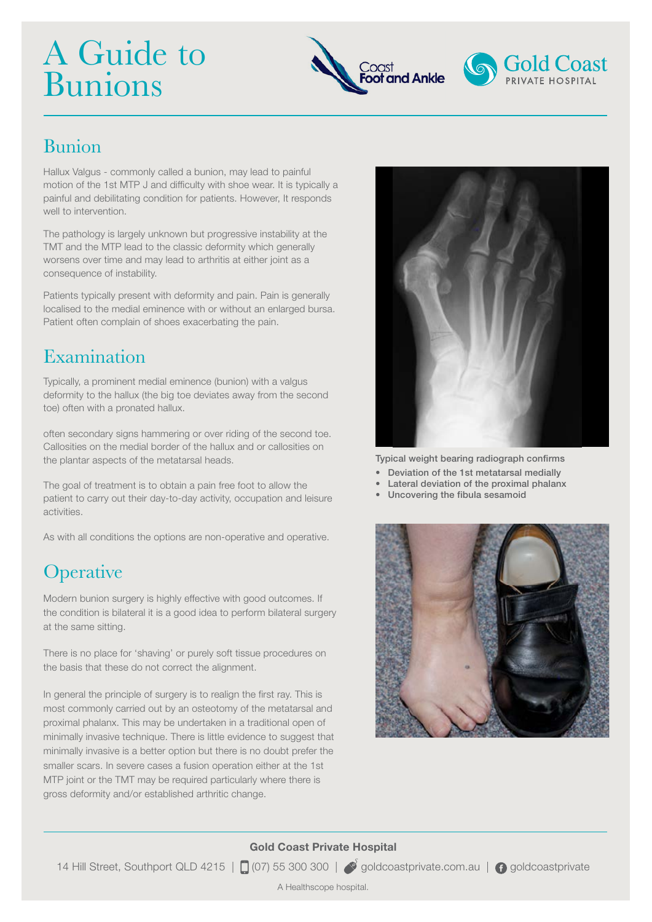# A Guide to Bunions

## Bunion

Hallux Valgus - commonly called a bunion, may lead to painful motion of the 1st MTP J and difficulty with shoe wear. It is typically a painful and debilitating condition for patients. However, It responds well to intervention.

The pathology is largely unknown but progressive instability at the TMT and the MTP lead to the classic deformity which generally worsens over time and may lead to arthritis at either joint as a consequence of instability.

Patients typically present with deformity and pain. Pain is generally localised to the medial eminence with or without an enlarged bursa. Patient often complain of shoes exacerbating the pain.

## Examination

Typically, a prominent medial eminence (bunion) with a valgus deformity to the hallux (the big toe deviates away from the second toe) often with a pronated hallux.

often secondary signs hammering or over riding of the second toe. Callosities on the medial border of the hallux and or callosities on the plantar aspects of the metatarsal heads.

The goal of treatment is to obtain a pain free foot to allow the patient to carry out their day-to-day activity, occupation and leisure activities.

As with all conditions the options are non-operative and operative.

## Operative

Modern bunion surgery is highly effective with good outcomes. If the condition is bilateral it is a good idea to perform bilateral surgery at the same sitting.

There is no place for 'shaving' or purely soft tissue procedures on the basis that these do not correct the alignment.

In general the principle of surgery is to realign the first ray. This is most commonly carried out by an osteotomy of the metatarsal and proximal phalanx. This may be undertaken in a traditional open of minimally invasive technique. There is little evidence to suggest that minimally invasive is a better option but there is no doubt prefer the smaller scars. In severe cases a fusion operation either at the 1st MTP joint or the TMT may be required particularly where there is gross deformity and/or established arthritic change.

**Typical weight bearing radiograph confirms**

- **Deviation of the 1st metatarsal medially**
- **Lateral deviation of the proximal phalanx**
- **Uncovering the fibula sesamoid**

**Gold Coast Private Hospital**

14 Hill Street, Southport QLD 4215 | (07) 55 300 300 | goldcoastprivate.com.au | goldcoastprivate

A Healthscope hospital.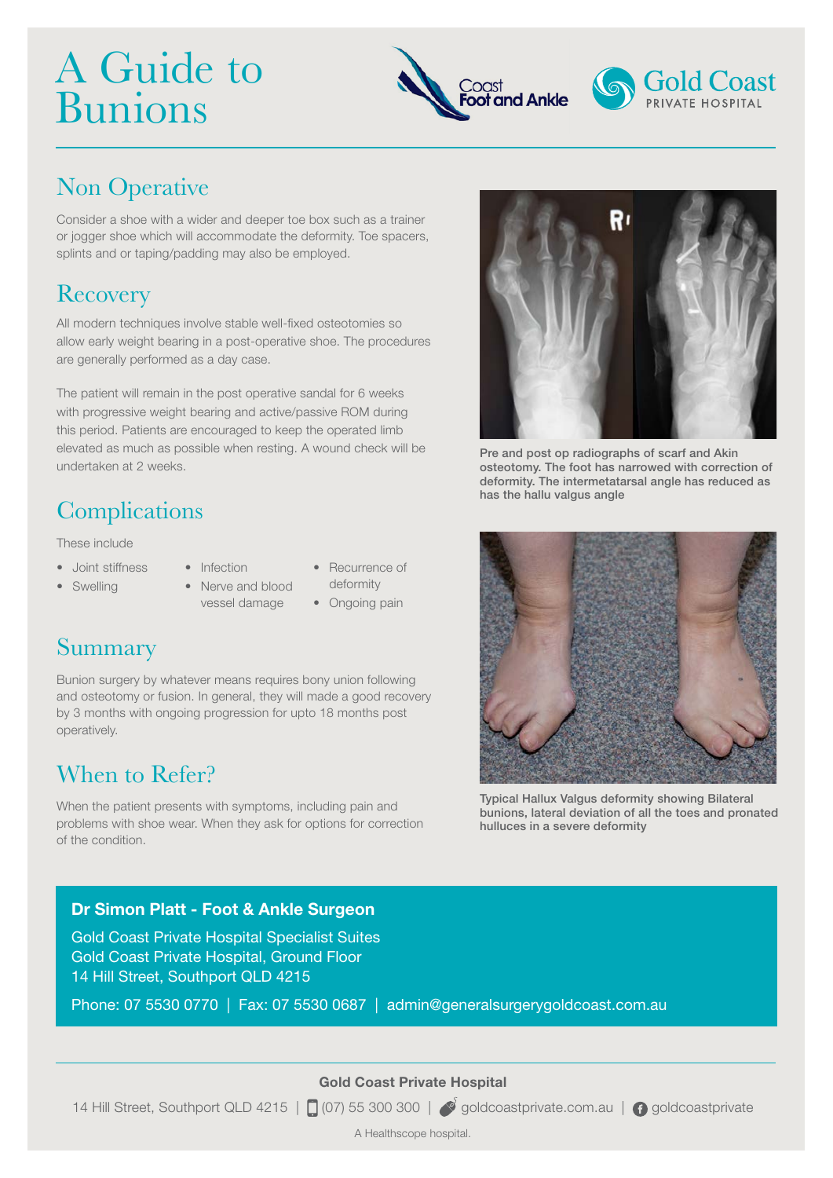# A Guide to Bunions

## Non Operative

Consider a shoe with a wider and deeper toe box such as a trainer or jogger shoe which will accommodate the deformity. Toe spacers, splints and or taping/padding may also be employed.

## Recovery

All modern techniques involve stable well-fixed osteotomies so allow early weight bearing in a post-operative shoe. The procedures are generally performed as a day case.

The patient will remain in the post operative sandal for 6 weeks with progressive weight bearing and active/passive ROM during this period. Patients are encouraged to keep the operated limb elevated as much as possible when resting. A wound check will be undertaken at 2 weeks.

## Complications

These include

- Joint stiffness
- Swelling
- Infection
- Nerve and blood vessel damage
- Recurrence of deformity
- Ongoing pain

## Summary

Bunion surgery by whatever means requires bony union following and osteotomy or fusion. In general, they will made a good recovery by 3 months with ongoing progression for upto 18 months post operatively.

## When to Refer?

When the patient presents with symptoms, including pain and problems with shoe wear. When they ask for options for correction of the condition.

**Pre and post op radiographs of scarf and Akin osteotomy. The foot has narrowed with correction of deformity. The intermetatarsal angle has reduced as has the hallu valgus angle**

**Typical Hallux Valgus deformity showing Bilateral bunions, lateral deviation of all the toes and pronated hulluces in a severe deformity**

**Dr Simon Platt - Foot & Ankle Surgeon**

Gold Coast Private Hospital Specialist Suites
Gold Coast Private Hospital, Ground Floor
14 Hill Street, Southport QLD 4215

Phone: 07 5530 0770 | Fax: 07 5530 0687 | admin@generalsurgerygoldcoast.com.au

**Gold Coast Private Hospital**

14 Hill Street, Southport QLD 4215 | (07) 55 300 300 | goldcoastprivate.com.au | goldcoastprivate

A Healthscope hospital.